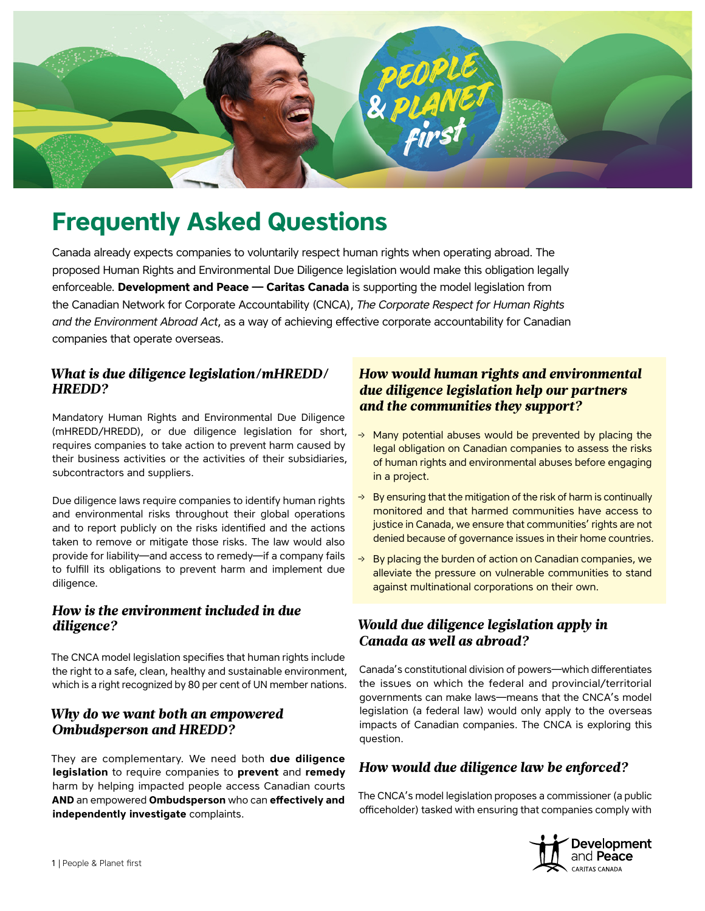# Frequently Asked Questions

Canada already expects companies to voluntarily respect human rights when operating abroad. The proposed Human Rights and Environmental Due Diligence legislation would make this obligation legally enforceable. **Development and Peace — Caritas Canada** is supporting the model legislation from the Canadian Network for Corporate Accountability (CNCA), *The Corporate Respect for Human Rights and the Environment Abroad Act*, as a way of achieving effective corporate accountability for Canadian companies that operate overseas.

### *What is due diligence legislation/mHREDD/HREDD?*

Mandatory Human Rights and Environmental Due Diligence (mHREDD/HREDD), or due diligence legislation for short, requires companies to take action to prevent harm caused by their business activities or the activities of their subsidiaries, subcontractors and suppliers.

Due diligence laws require companies to identify human rights and environmental risks throughout their global operations and to report publicly on the risks identified and the actions taken to remove or mitigate those risks. The law would also provide for liability—and access to remedy—if a company fails to fulfill its obligations to prevent harm and implement due diligence.

### *How is the environment included in due diligence?*

The CNCA model legislation specifies that human rights include the right to a safe, clean, healthy and sustainable environment, which is a right recognized by 80 per cent of UN member nations.

### *Why do we want both an empowered Ombudsperson and HREDD?*

They are complementary. We need both **due diligence legislation** to require companies to **prevent** and **remedy** harm by helping impacted people access Canadian courts **AND** an empowered **Ombudsperson** who can **effectively and independently investigate** complaints.

### *How would human rights and environmental due diligence legislation help our partners and the communities they support?*

- Many potential abuses would be prevented by placing the legal obligation on Canadian companies to assess the risks of human rights and environmental abuses before engaging in a project.
- By ensuring that the mitigation of the risk of harm is continually monitored and that harmed communities have access to justice in Canada, we ensure that communities' rights are not denied because of governance issues in their home countries.
- By placing the burden of action on Canadian companies, we alleviate the pressure on vulnerable communities to stand against multinational corporations on their own.

### *Would due diligence legislation apply in Canada as well as abroad?*

Canada's constitutional division of powers—which differentiates the issues on which the federal and provincial/territorial governments can make laws—means that the CNCA's model legislation (a federal law) would only apply to the overseas impacts of Canadian companies. The CNCA is exploring this question.

### *How would due diligence law be enforced?*

The CNCA's model legislation proposes a commissioner (a public officeholder) tasked with ensuring that companies comply with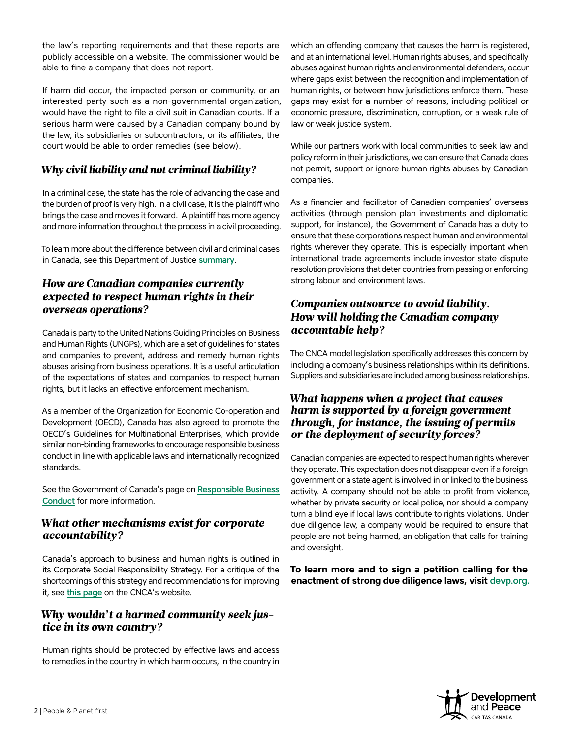the law's reporting requirements and that these reports are publicly accessible on a website. The commissioner would be able to fine a company that does not report.

If harm did occur, the impacted person or community, or an interested party such as a non-governmental organization, would have the right to file a civil suit in Canadian courts. If a serious harm were caused by a Canadian company bound by the law, its subsidiaries or subcontractors, or its affiliates, the court would be able to order remedies (see below).

## *Why civil liability and not criminal liability?*

In a criminal case, the state has the role of advancing the case and the burden of proof is very high. In a civil case, it is the plaintiff who brings the case and moves it forward. A plaintiff has more agency and more information throughout the process in a civil proceeding.

To learn more about the difference between civil and criminal cases in Canada, see this Department of Justice **summary**.

## *How are Canadian companies currently expected to respect human rights in their overseas operations?*

Canada is party to the United Nations Guiding Principles on Business and Human Rights (UNGPs), which are a set of guidelines for states and companies to prevent, address and remedy human rights abuses arising from business operations. It is a useful articulation of the expectations of states and companies to respect human rights, but it lacks an effective enforcement mechanism.

As a member of the Organization for Economic Co-operation and Development (OECD), Canada has also agreed to promote the OECD's Guidelines for Multinational Enterprises, which provide similar non-binding frameworks to encourage responsible business conduct in line with applicable laws and internationally recognized standards.

See the Government of Canada's page on **Responsible Business Conduct** for more information.

## *What other mechanisms exist for corporate accountability?*

Canada's approach to business and human rights is outlined in its Corporate Social Responsibility Strategy. For a critique of the shortcomings of this strategy and recommendations for improving it, see **this page** on the CNCA's website.

## *Why wouldn't a harmed community seek justice in its own country?*

Human rights should be protected by effective laws and access to remedies in the country in which harm occurs, in the country in which an offending company that causes the harm is registered, and at an international level. Human rights abuses, and specifically abuses against human rights and environmental defenders, occur where gaps exist between the recognition and implementation of human rights, or between how jurisdictions enforce them. These gaps may exist for a number of reasons, including political or economic pressure, discrimination, corruption, or a weak rule of law or weak justice system.

While our partners work with local communities to seek law and policy reform in their jurisdictions, we can ensure that Canada does not permit, support or ignore human rights abuses by Canadian companies.

As a financier and facilitator of Canadian companies' overseas activities (through pension plan investments and diplomatic support, for instance), the Government of Canada has a duty to ensure that these corporations respect human and environmental rights wherever they operate. This is especially important when international trade agreements include investor state dispute resolution provisions that deter countries from passing or enforcing strong labour and environment laws.

## *Companies outsource to avoid liability. How will holding the Canadian company accountable help?*

The CNCA model legislation specifically addresses this concern by including a company's business relationships within its definitions. Suppliers and subsidiaries are included among business relationships.

## *What happens when a project that causes harm is supported by a foreign government through, for instance, the issuing of permits or the deployment of security forces?*

Canadian companies are expected to respect human rights wherever they operate. This expectation does not disappear even if a foreign government or a state agent is involved in or linked to the business activity. A company should not be able to profit from violence, whether by private security or local police, nor should a company turn a blind eye if local laws contribute to rights violations. Under due diligence law, a company would be required to ensure that people are not being harmed, an obligation that calls for training and oversight.

**To learn more and to sign a petition calling for the enactment of strong due diligence laws, visit devp.org.**